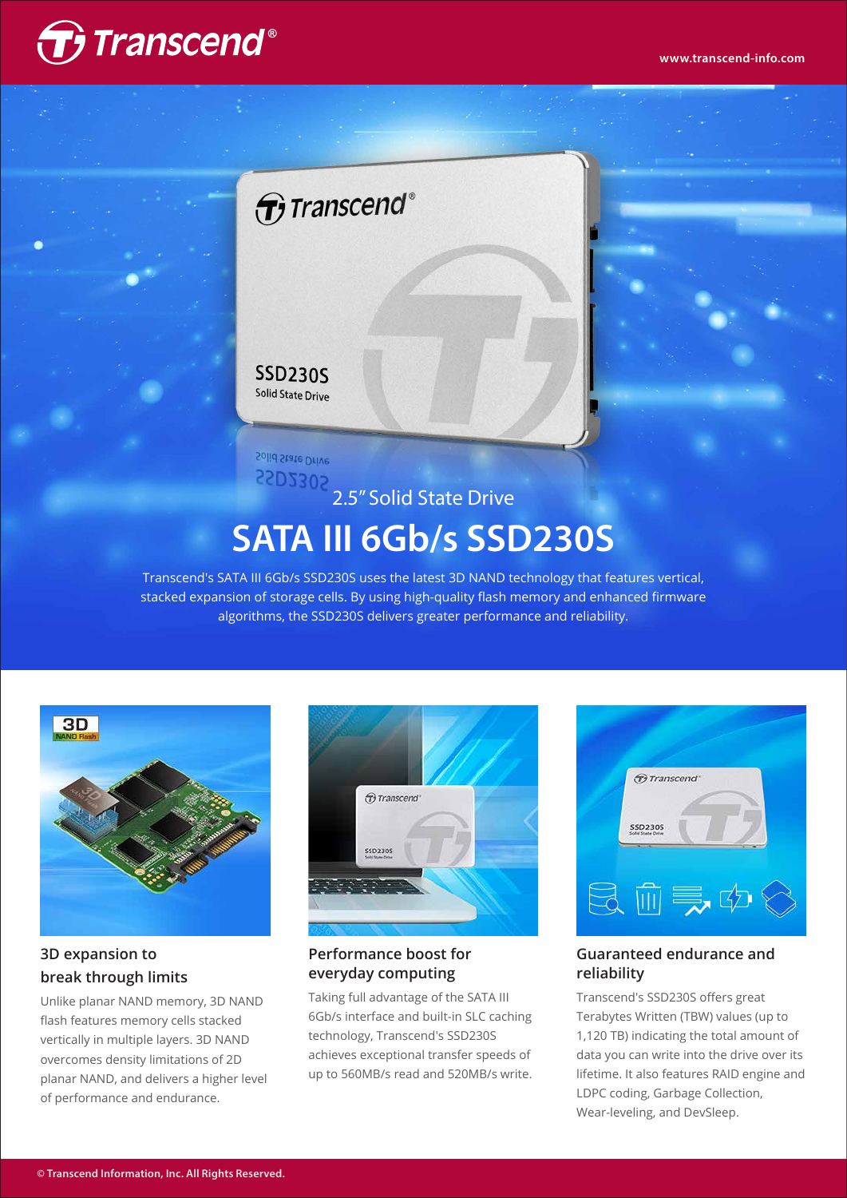2.5" Solid State Drive

# SATA III 6Gb/s SSD230S

Transcend's SATA III 6Gb/s SSD230S uses the latest 3D NAND technology that features vertical, stacked expansion of storage cells. By using high-quality flash memory and enhanced firmware algorithms, the SSD230S delivers greater performance and reliability.

### 3D expansion to break through limits

Unlike planar NAND memory, 3D NAND flash features memory cells stacked vertically in multiple layers. 3D NAND overcomes density limitations of 2D planar NAND, and delivers a higher level of performance and endurance.

### Performance boost for everyday computing

Taking full advantage of the SATA III 6Gb/s interface and built-in SLC caching technology, Transcend's SSD230S achieves exceptional transfer speeds of up to 560MB/s read and 520MB/s write.

### Guaranteed endurance and reliability

Transcend's SSD230S offers great Terabytes Written (TBW) values (up to 1,120 TB) indicating the total amount of data you can write into the drive over its lifetime. It also features RAID engine and LDPC coding, Garbage Collection, Wear-leveling, and DevSleep.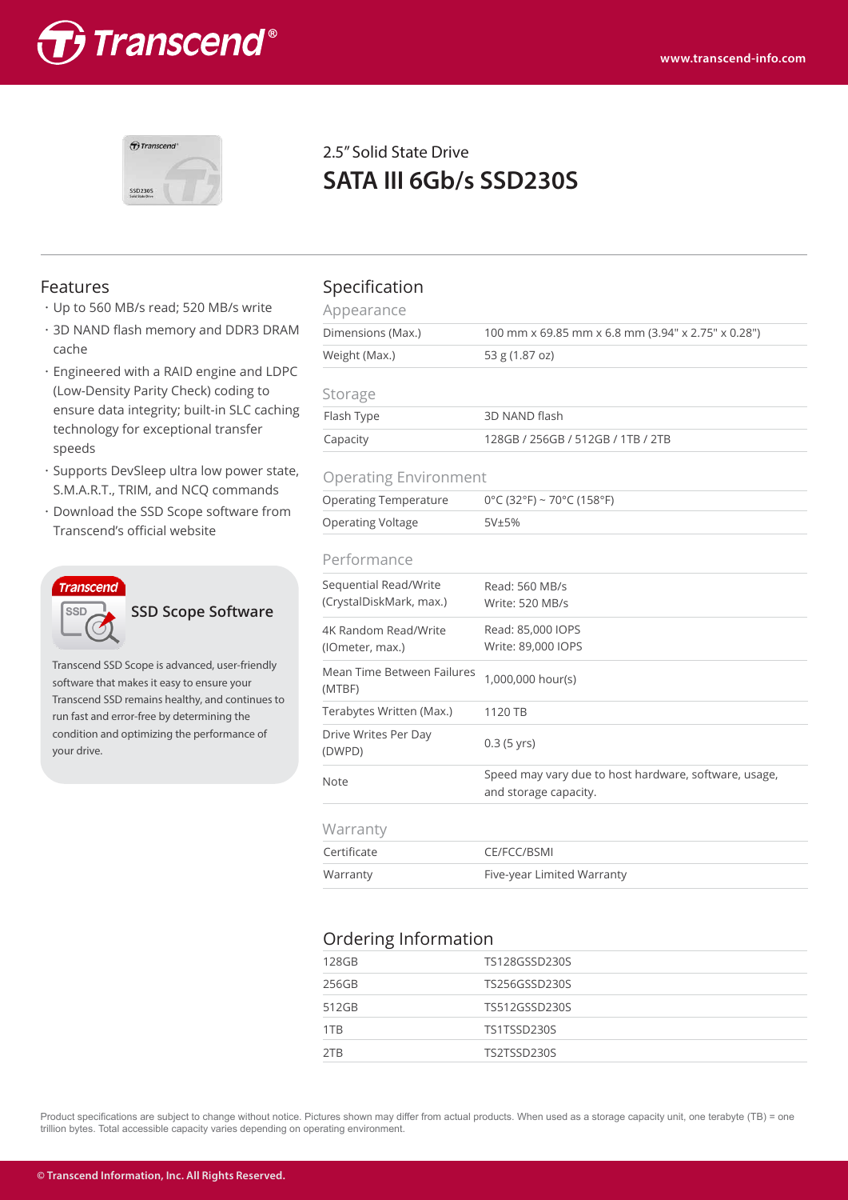2.5" Solid State Drive

# SATA III 6Gb/s SSD230S

## Features

- Up to 560 MB/s read; 520 MB/s write
- 3D NAND flash memory and DDR3 DRAM cache
- Engineered with a RAID engine and LDPC (Low-Density Parity Check) coding to ensure data integrity; built-in SLC caching technology for exceptional transfer speeds
- Supports DevSleep ultra low power state, S.M.A.R.T., TRIM, and NCQ commands
- Download the SSD Scope software from Transcend's official website

### SSD Scope Software

Transcend SSD Scope is advanced, user-friendly software that makes it easy to ensure your Transcend SSD remains healthy, and continues to run fast and error-free by determining the condition and optimizing the performance of your drive.

## Specification

### Appearance

| | |
|---|---|
| Dimensions (Max.) | 100 mm x 69.85 mm x 6.8 mm (3.94" x 2.75" x 0.28") |
| Weight (Max.) | 53 g (1.87 oz) |

### Storage

| | |
|---|---|
| Flash Type | 3D NAND flash |
| Capacity | 128GB / 256GB / 512GB / 1TB / 2TB |

### Operating Environment

| | |
|---|---|
| Operating Temperature | 0°C (32°F) ~ 70°C (158°F) |
| Operating Voltage | 5V±5% |

### Performance

| | |
|---|---|
| Sequential Read/Write (CrystalDiskMark, max.) | Read: 560 MB/s<br>Write: 520 MB/s |
| 4K Random Read/Write (IOmeter, max.) | Read: 85,000 IOPS<br>Write: 89,000 IOPS |
| Mean Time Between Failures (MTBF) | 1,000,000 hour(s) |
| Terabytes Written (Max.) | 1120 TB |
| Drive Writes Per Day (DWPD) | 0.3 (5 yrs) |
| Note | Speed may vary due to host hardware, software, usage, and storage capacity. |

### Warranty

| | |
|---|---|
| Certificate | CE/FCC/BSMI |
| Warranty | Five-year Limited Warranty |

## Ordering Information

| | |
|---|---|
| 128GB | TS128GSSD230S |
| 256GB | TS256GSSD230S |
| 512GB | TS512GSSD230S |
| 1TB | TS1TSSD230S |
| 2TB | TS2TSSD230S |

Product specifications are subject to change without notice. Pictures shown may differ from actual products. When used as a storage capacity unit, one terabyte (TB) = one trillion bytes. Total accessible capacity varies depending on operating environment.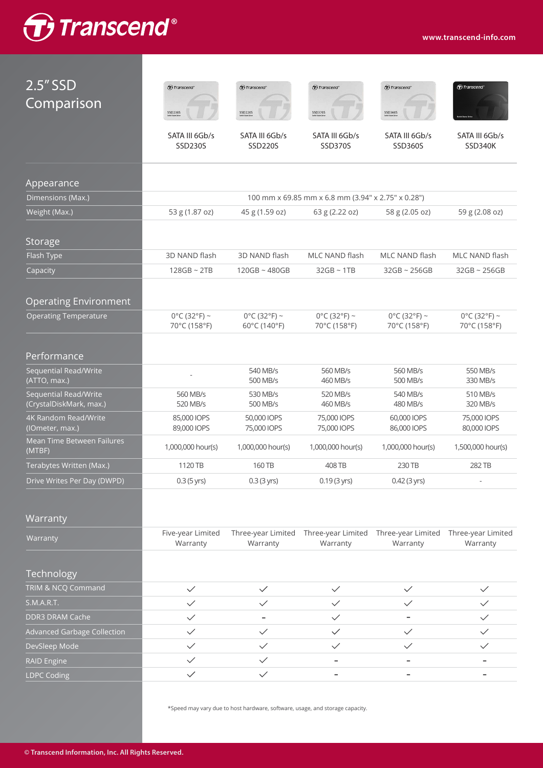# 2.5" SSD Comparison

| | SATA III 6Gb/s SSD230S | SATA III 6Gb/s SSD220S | SATA III 6Gb/s SSD370S | SATA III 6Gb/s SSD360S | SATA III 6Gb/s SSD340K |
|---|---|---|---|---|---|
| **Appearance** | | | | | |
| Dimensions (Max.) | 100 mm x 69.85 mm x 6.8 mm (3.94" x 2.75" x 0.28") | | | | |
| Weight (Max.) | 53 g (1.87 oz) | 45 g (1.59 oz) | 63 g (2.22 oz) | 58 g (2.05 oz) | 59 g (2.08 oz) |
| **Storage** | | | | | |
| Flash Type | 3D NAND flash | 3D NAND flash | MLC NAND flash | MLC NAND flash | MLC NAND flash |
| Capacity | 128GB ~ 2TB | 120GB ~ 480GB | 32GB ~ 1TB | 32GB ~ 256GB | 32GB ~ 256GB |
| **Operating Environment** | | | | | |
| Operating Temperature | 0°C (32°F) ~ 70°C (158°F) | 0°C (32°F) ~ 60°C (140°F) | 0°C (32°F) ~ 70°C (158°F) | 0°C (32°F) ~ 70°C (158°F) | 0°C (32°F) ~ 70°C (158°F) |
| **Performance** | | | | | |
| Sequential Read/Write (ATTO, max.) | - | 540 MB/s 500 MB/s | 560 MB/s 460 MB/s | 560 MB/s 500 MB/s | 550 MB/s 330 MB/s |
| Sequential Read/Write (CrystalDiskMark, max.) | 560 MB/s 520 MB/s | 530 MB/s 500 MB/s | 520 MB/s 460 MB/s | 540 MB/s 480 MB/s | 510 MB/s 320 MB/s |
| 4K Random Read/Write (IOmeter, max.) | 85,000 IOPS 89,000 IOPS | 50,000 IOPS 75,000 IOPS | 75,000 IOPS 75,000 IOPS | 60,000 IOPS 86,000 IOPS | 75,000 IOPS 80,000 IOPS |
| Mean Time Between Failures (MTBF) | 1,000,000 hour(s) | 1,000,000 hour(s) | 1,000,000 hour(s) | 1,000,000 hour(s) | 1,500,000 hour(s) |
| Terabytes Written (Max.) | 1120 TB | 160 TB | 408 TB | 230 TB | 282 TB |
| Drive Writes Per Day (DWPD) | 0.3 (5 yrs) | 0.3 (3 yrs) | 0.19 (3 yrs) | 0.42 (3 yrs) | - |
| **Warranty** | | | | | |
| Warranty | Five-year Limited Warranty | Three-year Limited Warranty | Three-year Limited Warranty | Three-year Limited Warranty | Three-year Limited Warranty |
| **Technology** | | | | | |
| TRIM & NCQ Command | ✓ | ✓ | ✓ | ✓ | ✓ |
| S.M.A.R.T. | ✓ | ✓ | ✓ | ✓ | ✓ |
| DDR3 DRAM Cache | ✓ | - | ✓ | - | ✓ |
| Advanced Garbage Collection | ✓ | ✓ | ✓ | ✓ | ✓ |
| DevSleep Mode | ✓ | ✓ | ✓ | ✓ | ✓ |
| RAID Engine | ✓ | ✓ | - | - | - |
| LDPC Coding | ✓ | ✓ | - | - | - |

*Speed may vary due to host hardware, software, usage, and storage capacity.